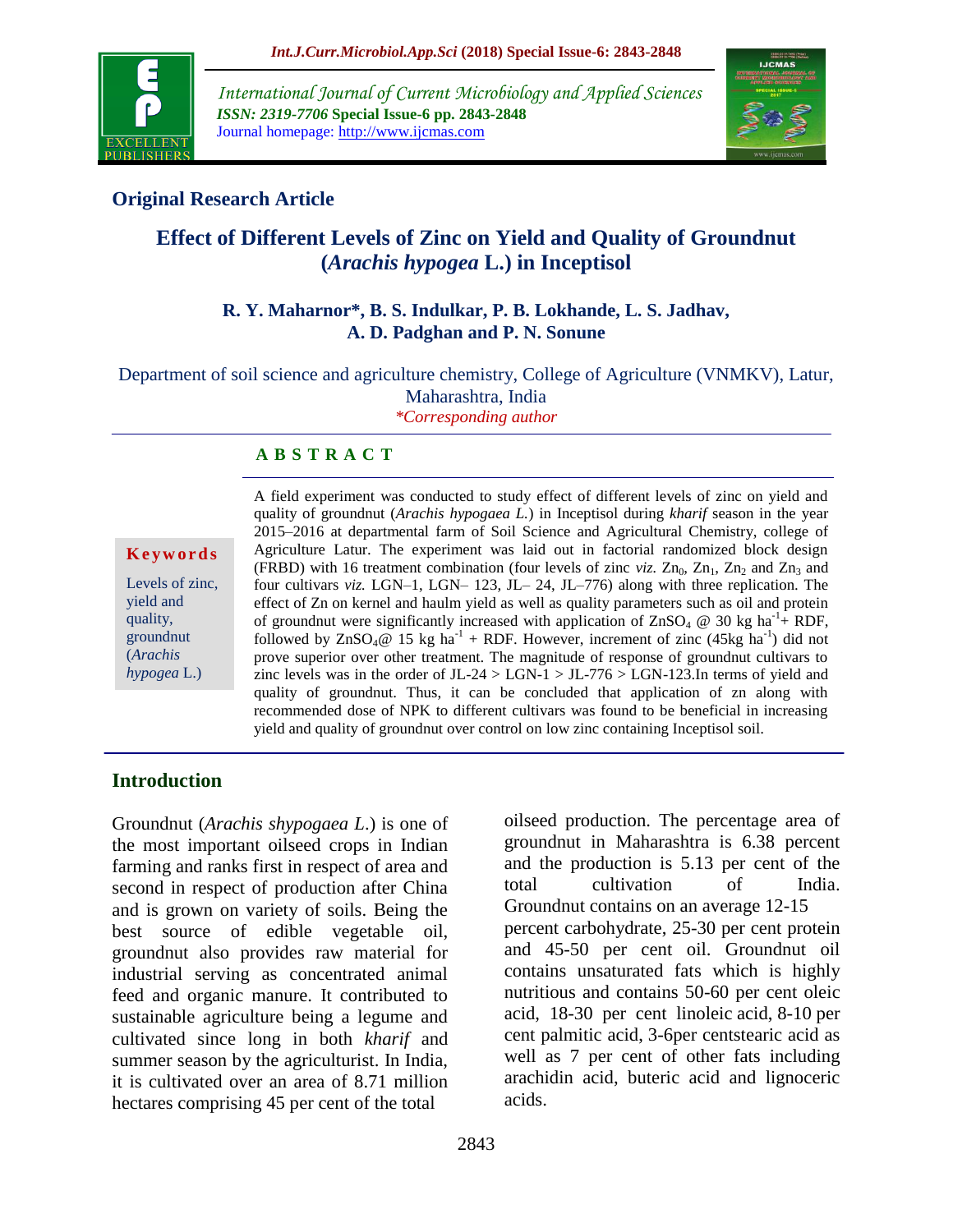**Original Research Article**

# Effect of Different Levels of Zinc on Yield and Quality of Groundnut (*Arachis hypogea* L.) in Inceptisol

**R. Y. Maharnor*, B. S. Indulkar, P. B. Lokhande, L. S. Jadhav, A. D. Padghan and P. N. Sonune**

Department of soil science and agriculture chemistry, College of Agriculture (VNMKV), Latur, Maharashtra, India

*Corresponding author

**Keywords**

Levels of zinc, yield and quality, groundnut (*Arachis hypogea* L.)

**A B S T R A C T**

A field experiment was conducted to study effect of different levels of zinc on yield and quality of groundnut (*Arachis hypogaea L.*) in Inceptisol during *kharif* season in the year 2015–2016 at departmental farm of Soil Science and Agricultural Chemistry, college of Agriculture Latur. The experiment was laid out in factorial randomized block design (FRBD) with 16 treatment combination (four levels of zinc *viz.* $Zn_0$, $Zn_1$, $Zn_2$ and $Zn_3$ and four cultivars *viz.* LGN–1, LGN– 123, JL– 24, JL–776) along with three replication. The effect of Zn on kernel and haulm yield as well as quality parameters such as oil and protein of groundnut were significantly increased with application of $ZnSO_4$ @ 30 kg $ha^{-1}$+ RDF, followed by $ZnSO_4$@ 15 kg $ha^{-1}$ + RDF. However, increment of zinc (45kg $ha^{-1}$) did not prove superior over other treatment. The magnitude of response of groundnut cultivars to zinc levels was in the order of JL-24 > LGN-1 > JL-776 > LGN-123.In terms of yield and quality of groundnut. Thus, it can be concluded that application of zn along with recommended dose of NPK to different cultivars was found to be beneficial in increasing yield and quality of groundnut over control on low zinc containing Inceptisol soil.

## Introduction

Groundnut (*Arachis shypogaea L.*) is one of the most important oilseed crops in Indian farming and ranks first in respect of area and second in respect of production after China and is grown on variety of soils. Being the best source of edible vegetable oil, groundnut also provides raw material for industrial serving as concentrated animal feed and organic manure. It contributed to sustainable agriculture being a legume and cultivated since long in both *kharif* and summer season by the agriculturist. In India, it is cultivated over an area of 8.71 million hectares comprising 45 per cent of the total oilseed production. The percentage area of groundnut in Maharashtra is 6.38 percent and the production is 5.13 per cent of the total cultivation of India. Groundnut contains on an average 12-15 percent carbohydrate, 25-30 per cent protein and 45-50 per cent oil. Groundnut oil contains unsaturated fats which is highly nutritious and contains 50-60 per cent oleic acid, 18-30 per cent linoleic acid, 8-10 per cent palmitic acid, 3-6per centstearic acid as well as 7 per cent of other fats including arachidin acid, buteric acid and lignoceric acids.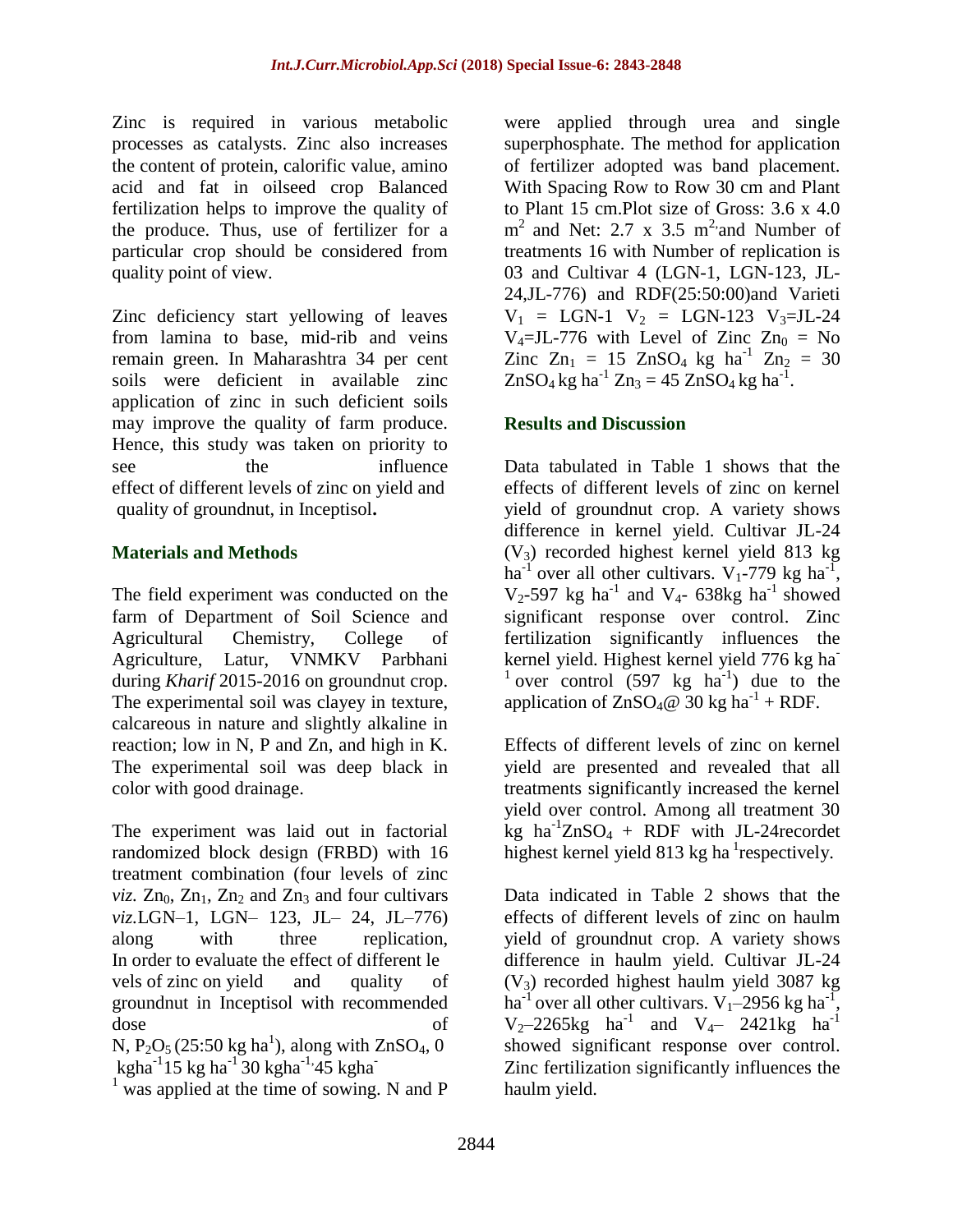Zinc is required in various metabolic processes as catalysts. Zinc also increases the content of protein, calorific value, amino acid and fat in oilseed crop Balanced fertilization helps to improve the quality of the produce. Thus, use of fertilizer for a particular crop should be considered from quality point of view.

Zinc deficiency start yellowing of leaves from lamina to base, mid-rib and veins remain green. In Maharashtra 34 per cent soils were deficient in available zinc application of zinc in such deficient soils may improve the quality of farm produce. Hence, this study was taken on priority to see the influence effect of different levels of zinc on yield and quality of groundnut, in Inceptisol**.**

## Materials and Methods

The field experiment was conducted on the farm of Department of Soil Science and Agricultural Chemistry, College of Agriculture, Latur, VNMKV Parbhani during *Kharif* 2015-2016 on groundnut crop. The experimental soil was clayey in texture, calcareous in nature and slightly alkaline in reaction; low in N, P and Zn, and high in K. The experimental soil was deep black in color with good drainage.

The experiment was laid out in factorial randomized block design (FRBD) with 16 treatment combination (four levels of zinc *viz.* $Zn_0$, $Zn_1$, $Zn_2$ and $Zn_3$ and four cultivars *viz.*LGN–1, LGN– 123, JL– 24, JL–776) along with three replication, In order to evaluate the effect of different le vels of zinc on yield and quality of groundnut in Inceptisol with recommended dose of N, $P_2O_5$ (25:50 kg $ha^{1}$), along with $ZnSO_4$, 0 $kgha^{-1}$15 kg $ha^{-1}$ 30 $kgha^{-1}$,45 $kgha^{-1}$ was applied at the time of sowing. N and P were applied through urea and single superphosphate. The method for application of fertilizer adopted was band placement. With Spacing Row to Row 30 cm and Plant to Plant 15 cm.Plot size of Gross: 3.6 x 4.0 $m^2$ and Net: 2.7 x 3.5 $m^2$,and Number of treatments 16 with Number of replication is 03 and Cultivar 4 (LGN-1, LGN-123, JL-24,JL-776) and RDF(25:50:00)and Varieti $V_1$ = LGN-1 $V_2$ = LGN-123 $V_3$=JL-24 $V_4$=JL-776 with Level of Zinc $Zn_0$ = No Zinc $Zn_1$ = 15 $ZnSO_4$ kg $ha^{-1}$ $Zn_2$ = 30 $ZnSO_4$ kg $ha^{-1}$ $Zn_3$ = 45 $ZnSO_4$ kg $ha^{-1}$.

## Results and Discussion

Data tabulated in Table 1 shows that the effects of different levels of zinc on kernel yield of groundnut crop. A variety shows difference in kernel yield. Cultivar JL-24 ($V_3$) recorded highest kernel yield 813 kg $ha^{-1}$ over all other cultivars. $V_1$-779 kg $ha^{-1}$, $V_2$-597 kg $ha^{-1}$ and $V_4$- 638kg $ha^{-1}$ showed significant response over control. Zinc fertilization significantly influences the kernel yield. Highest kernel yield 776 kg $ha^{-1}$ over control (597 kg $ha^{-1}$) due to the application of $ZnSO_4$@ 30 kg $ha^{-1}$ + RDF.

Effects of different levels of zinc on kernel yield are presented and revealed that all treatments significantly increased the kernel yield over control. Among all treatment 30 kg $ha^{-1}$$ZnSO_4$ + RDF with JL-24recordet highest kernel yield 813 kg ha $^{1}$respectively.

Data indicated in Table 2 shows that the effects of different levels of zinc on haulm yield of groundnut crop. A variety shows difference in haulm yield. Cultivar JL-24 ($V_3$) recorded highest haulm yield 3087 kg $ha^{-1}$ over all other cultivars. $V_1$–2956 kg $ha^{-1}$, $V_2$–2265kg $ha^{-1}$ and $V_4$– 2421kg $ha^{-1}$ showed significant response over control. Zinc fertilization significantly influences the haulm yield.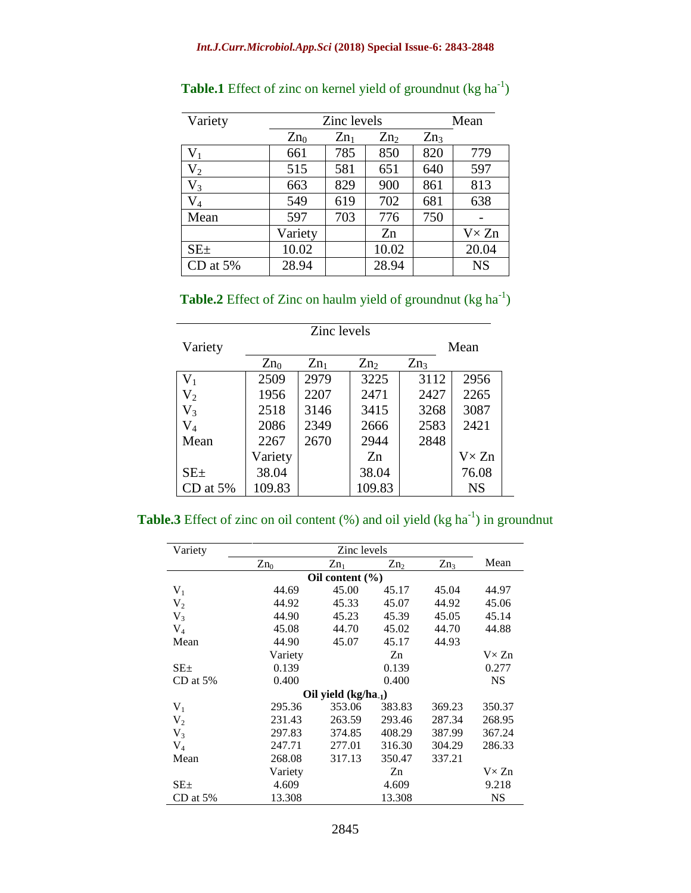**Table.1** Effect of zinc on kernel yield of groundnut (kg $ha^{-1}$)

| Variety | Zinc levels | | | | Mean |
|---|---|---|---|---|---|
| | $Zn_0$ | $Zn_1$ | $Zn_2$ | $Zn_3$ | |
| $V_1$ | 661 | 785 | 850 | 820 | 779 |
| $V_2$ | 515 | 581 | 651 | 640 | 597 |
| $V_3$ | 663 | 829 | 900 | 861 | 813 |
| $V_4$ | 549 | 619 | 702 | 681 | 638 |
| Mean | 597 | 703 | 776 | 750 | - |
| | Variety | | Zn | | V× Zn |
| SE± | 10.02 | | 10.02 | | 20.04 |
| CD at 5% | 28.94 | | 28.94 | | NS |

**Table.2** Effect of Zinc on haulm yield of groundnut (kg $ha^{-1}$)

| Variety | Zinc levels | | | | Mean |
|---|---|---|---|---|---|
| | $Zn_0$ | $Zn_1$ | $Zn_2$ | $Zn_3$ | |
| $V_1$ | 2509 | 2979 | 3225 | 3112 | 2956 |
| $V_2$ | 1956 | 2207 | 2471 | 2427 | 2265 |
| $V_3$ | 2518 | 3146 | 3415 | 3268 | 3087 |
| $V_4$ | 2086 | 2349 | 2666 | 2583 | 2421 |
| Mean | 2267 | 2670 | 2944 | 2848 | |
| | Variety | | Zn | | V× Zn |
| SE± | 38.04 | | 38.04 | | 76.08 |
| CD at 5% | 109.83 | | 109.83 | | NS |

**Table.3** Effect of zinc on oil content (%) and oil yield (kg $ha^{-1}$) in groundnut

| Variety | Zinc levels | | | | Mean |
|---|---|---|---|---|---|
| | $Zn_0$ | $Zn_1$ | $Zn_2$ | $Zn_3$ | |
| | | **Oil content (%)** | | | |
| $V_1$ | 44.69 | 45.00 | 45.17 | 45.04 | 44.97 |
| $V_2$ | 44.92 | 45.33 | 45.07 | 44.92 | 45.06 |
| $V_3$ | 44.90 | 45.23 | 45.39 | 45.05 | 45.14 |
| $V_4$ | 45.08 | 44.70 | 45.02 | 44.70 | 44.88 |
| Mean | 44.90 | 45.07 | 45.17 | 44.93 | |
| | Variety | | Zn | | V× Zn |
| SE± | 0.139 | | 0.139 | | 0.277 |
| CD at 5% | 0.400 | | 0.400 | | NS |
| | | **Oil yield (kg/$ha_{-1}$)** | | | |
| $V_1$ | 295.36 | 353.06 | 383.83 | 369.23 | 350.37 |
| $V_2$ | 231.43 | 263.59 | 293.46 | 287.34 | 268.95 |
| $V_3$ | 297.83 | 374.85 | 408.29 | 387.99 | 367.24 |
| $V_4$ | 247.71 | 277.01 | 316.30 | 304.29 | 286.33 |
| Mean | 268.08 | 317.13 | 350.47 | 337.21 | |
| | Variety | | Zn | | V× Zn |
| SE± | 4.609 | | 4.609 | | 9.218 |
| CD at 5% | 13.308 | | 13.308 | | NS |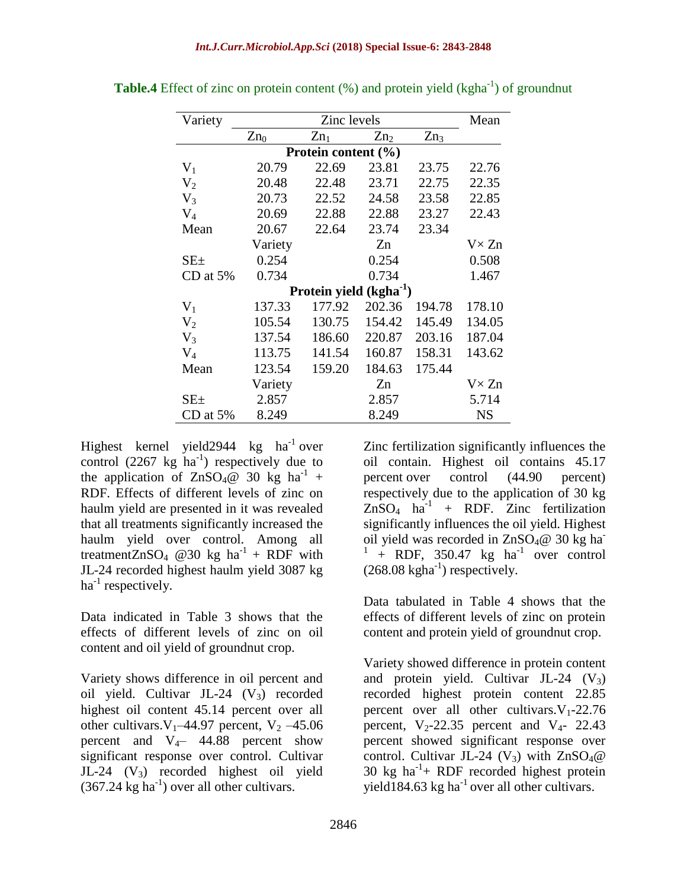**Table.4** Effect of zinc on protein content (%) and protein yield (kgha[-1]) of groundnut

| Variety | Zinc levels | | | | Mean |
|---|---|---|---|---|---|
| | $Zn_0$ | $Zn_1$ | $Zn_2$ | $Zn_3$ | |
| **Protein content (%)** | | | | | |
| $V_1$ | 20.79 | 22.69 | 23.81 | 23.75 | 22.76 |
| $V_2$ | 20.48 | 22.48 | 23.71 | 22.75 | 22.35 |
| $V_3$ | 20.73 | 22.52 | 24.58 | 23.58 | 22.85 |
| $V_4$ | 20.69 | 22.88 | 22.88 | 23.27 | 22.43 |
| Mean | 20.67 | 22.64 | 23.74 | 23.34 | |
| | Variety | | Zn | | V× Zn |
| SE± | 0.254 | | 0.254 | | 0.508 |
| CD at 5% | 0.734 | | 0.734 | | 1.467 |
| **Protein yield (kgha$^{-1}$)** | | | | | |
| $V_1$ | 137.33 | 177.92 | 202.36 | 194.78 | 178.10 |
| $V_2$ | 105.54 | 130.75 | 154.42 | 145.49 | 134.05 |
| $V_3$ | 137.54 | 186.60 | 220.87 | 203.16 | 187.04 |
| $V_4$ | 113.75 | 141.54 | 160.87 | 158.31 | 143.62 |
| Mean | 123.54 | 159.20 | 184.63 | 175.44 | |
| | Variety | | Zn | | V× Zn |
| SE± | 2.857 | | 2.857 | | 5.714 |
| CD at 5% | 8.249 | | 8.249 | | NS |

Highest kernel yield2944 kg ha$^{-1}$ over control (2267 kg ha$^{-1}$) respectively due to the application of $ZnSO_4$@ 30 kg ha$^{-1}$ + RDF. Effects of different levels of zinc on haulm yield are presented in it was revealed that all treatments significantly increased the haulm yield over control. Among all treatment$ZnSO_4$ @30 kg ha$^{-1}$ + RDF with JL-24 recorded highest haulm yield 3087 kg ha$^{-1}$ respectively.

Data indicated in Table 3 shows that the effects of different levels of zinc on oil content and oil yield of groundnut crop.

Variety shows difference in oil percent and oil yield. Cultivar JL-24 ($V_3$) recorded highest oil content 45.14 percent over all other cultivars.$V_1$–44.97 percent, $V_2$ –45.06 percent and $V_4$– 44.88 percent show significant response over control. Cultivar JL-24 ($V_3$) recorded highest oil yield (367.24 kg ha$^{-1}$) over all other cultivars.

Zinc fertilization significantly influences the oil contain. Highest oil contains 45.17 percent over control (44.90 percent) respectively due to the application of 30 kg $ZnSO_4$ ha$^{-1}$ + RDF. Zinc fertilization significantly influences the oil yield. Highest oil yield was recorded in $ZnSO_4$@ 30 kg ha$^{-1}$ + RDF, 350.47 kg ha$^{-1}$ over control (268.08 kgha$^{-1}$) respectively.

Data tabulated in Table 4 shows that the effects of different levels of zinc on protein content and protein yield of groundnut crop.

Variety showed difference in protein content and protein yield. Cultivar JL-24 ($V_3$) recorded highest protein content 22.85 percent over all other cultivars.$V_1$-22.76 percent, $V_2$-22.35 percent and $V_4$- 22.43 percent showed significant response over control. Cultivar JL-24 ($V_3$) with $ZnSO_4$@ 30 kg ha$^{-1}$+ RDF recorded highest protein yield184.63 kg ha$^{-1}$ over all other cultivars.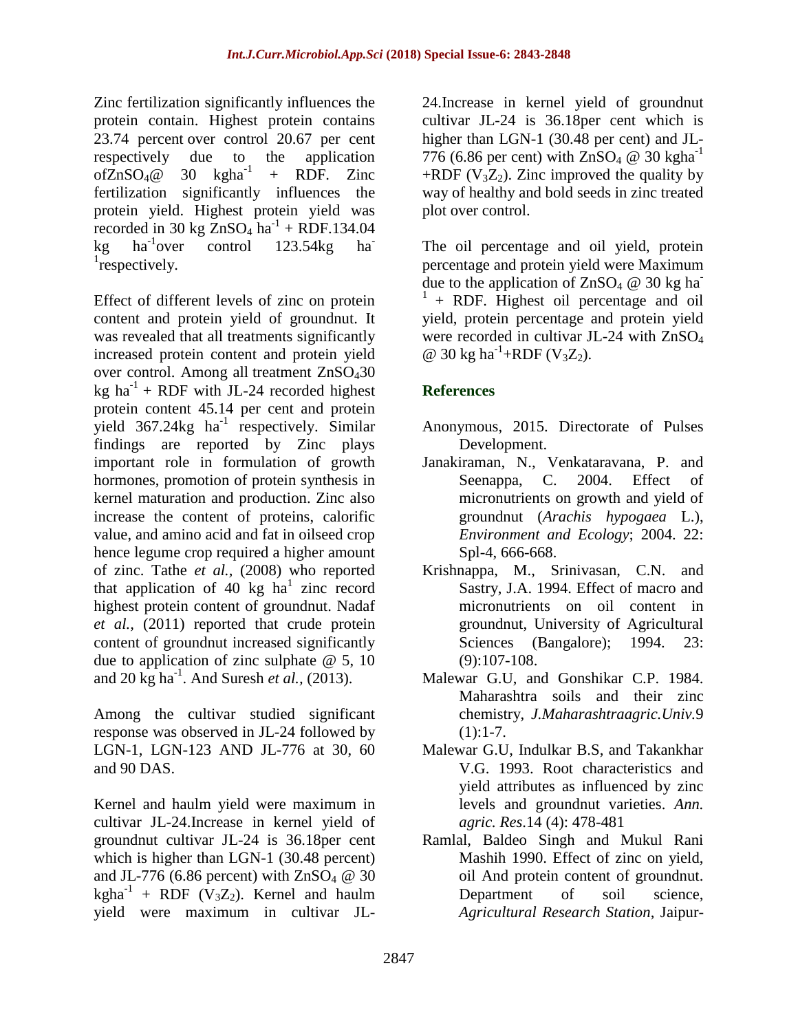Zinc fertilization significantly influences the protein contain. Highest protein contains 23.74 percent over control 20.67 per cent respectively due to the application of$ZnSO_4$@ 30 kgha$^{-1}$ + RDF. Zinc fertilization significantly influences the protein yield. Highest protein yield was recorded in 30 kg $ZnSO_4$ ha$^{-1}$ + RDF.134.04 kg ha$^{-1}$over control 123.54kg ha$^{-1}$respectively.

Effect of different levels of zinc on protein content and protein yield of groundnut. It was revealed that all treatments significantly increased protein content and protein yield over control. Among all treatment $ZnSO_4$30 kg ha$^{-1}$ + RDF with JL-24 recorded highest protein content 45.14 per cent and protein yield 367.24kg ha$^{-1}$ respectively. Similar findings are reported by Zinc plays important role in formulation of growth hormones, promotion of protein synthesis in kernel maturation and production. Zinc also increase the content of proteins, calorific value, and amino acid and fat in oilseed crop hence legume crop required a higher amount of zinc. Tathe *et al.,* (2008) who reported that application of 40 kg ha$^{1}$ zinc record highest protein content of groundnut. Nadaf *et al.,* (2011) reported that crude protein content of groundnut increased significantly due to application of zinc sulphate @ 5, 10 and 20 kg ha$^{-1}$. And Suresh *et al.,* (2013).

Among the cultivar studied significant response was observed in JL-24 followed by LGN-1, LGN-123 AND JL-776 at 30, 60 and 90 DAS.

Kernel and haulm yield were maximum in cultivar JL-24.Increase in kernel yield of groundnut cultivar JL-24 is 36.18per cent which is higher than LGN-1 (30.48 percent) and JL-776 (6.86 percent) with $ZnSO_4$ @ 30 kgha$^{-1}$ + RDF ($V_3Z_2$). Kernel and haulm yield were maximum in cultivar JL-24.Increase in kernel yield of groundnut cultivar JL-24 is 36.18per cent which is higher than LGN-1 (30.48 per cent) and JL-776 (6.86 per cent) with $ZnSO_4$ @ 30 kgha$^{-1}$ +RDF ($V_3Z_2$). Zinc improved the quality by way of healthy and bold seeds in zinc treated plot over control.

The oil percentage and oil yield, protein percentage and protein yield were Maximum due to the application of $ZnSO_4$ @ 30 kg ha$^{-1}$ + RDF. Highest oil percentage and oil yield, protein percentage and protein yield were recorded in cultivar JL-24 with $ZnSO_4$ @ 30 kg ha$^{-1}$+RDF ($V_3Z_2$).

## References

Anonymous, 2015. Directorate of Pulses Development.

Janakiraman, N., Venkataravana, P. and Seenappa, C. 2004. Effect of micronutrients on growth and yield of groundnut (*Arachis hypogaea* L.), *Environment and Ecology*; 2004. 22: Spl-4, 666-668.

Krishnappa, M., Srinivasan, C.N. and Sastry, J.A. 1994. Effect of macro and micronutrients on oil content in groundnut, University of Agricultural Sciences (Bangalore); 1994. 23: (9):107-108.

Malewar G.U, and Gonshikar C.P. 1984. Maharashtra soils and their zinc chemistry, *J.Maharashtraagric.Univ.*9 (1):1-7.

Malewar G.U, Indulkar B.S, and Takankhar V.G. 1993. Root characteristics and yield attributes as influenced by zinc levels and groundnut varieties. *Ann. agric. Res.*14 (4): 478-481

Ramlal, Baldeo Singh and Mukul Rani Mashih 1990. Effect of zinc on yield, oil And protein content of groundnut. Department of soil science, *Agricultural Research Station*, Jaipur-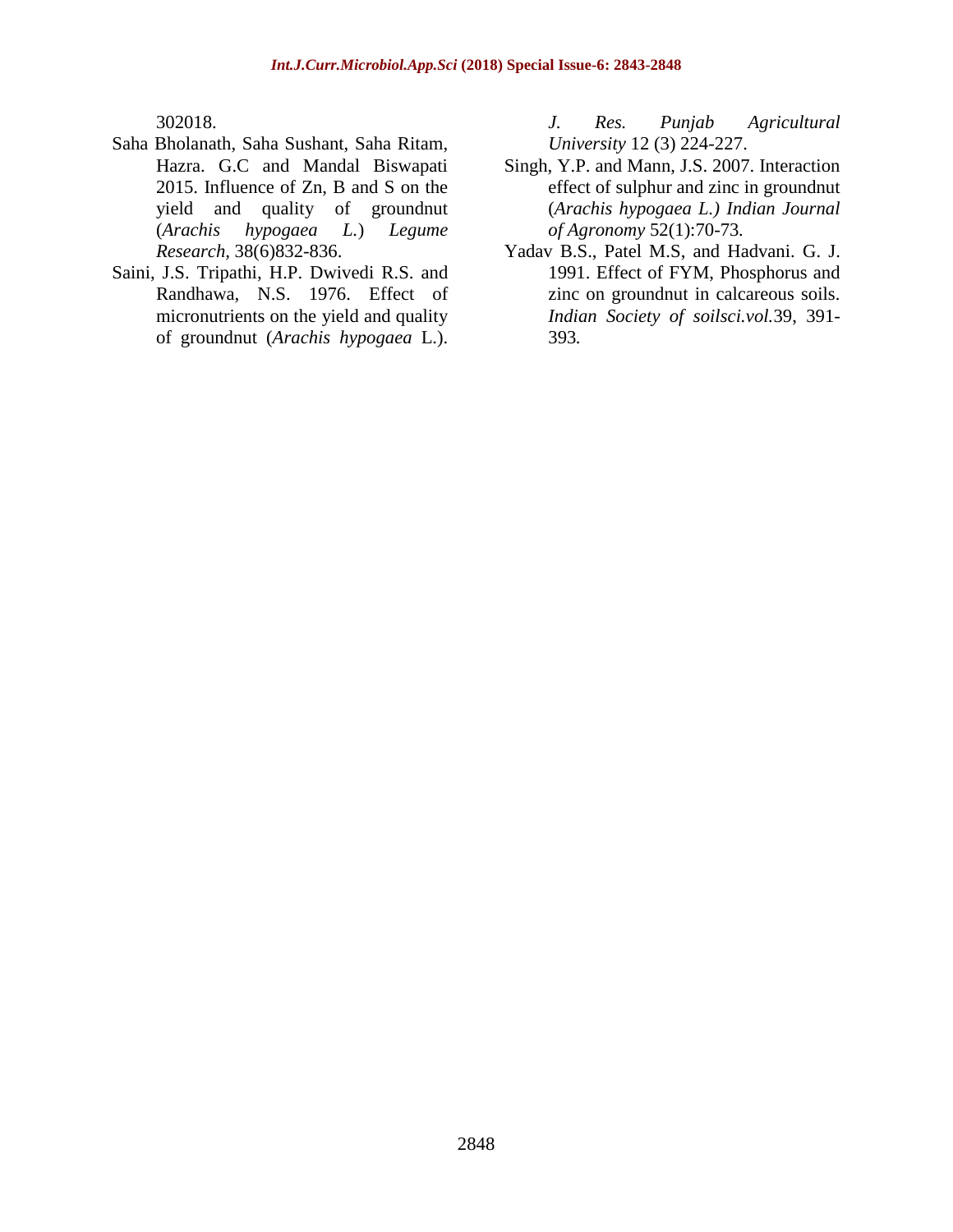302018.

Saha Bholanath, Saha Sushant, Saha Ritam, Hazra. G.C and Mandal Biswapati 2015. Influence of Zn, B and S on the yield and quality of groundnut (*Arachis hypogaea L.*) *Legume Research*, 38(6)832-836.

Saini, J.S. Tripathi, H.P. Dwivedi R.S. and Randhawa, N.S. 1976. Effect of micronutrients on the yield and quality of groundnut (*Arachis hypogaea* L.). *J. Res. Punjab Agricultural University* 12 (3) 224-227.

Singh, Y.P. and Mann, J.S. 2007. Interaction effect of sulphur and zinc in groundnut (*Arachis hypogaea L.) Indian Journal of Agronomy* 52(1):70-73.

Yadav B.S., Patel M.S, and Hadvani. G. J. 1991. Effect of FYM, Phosphorus and zinc on groundnut in calcareous soils. *Indian Society of soilsci.vol.*39, 391-393*.*